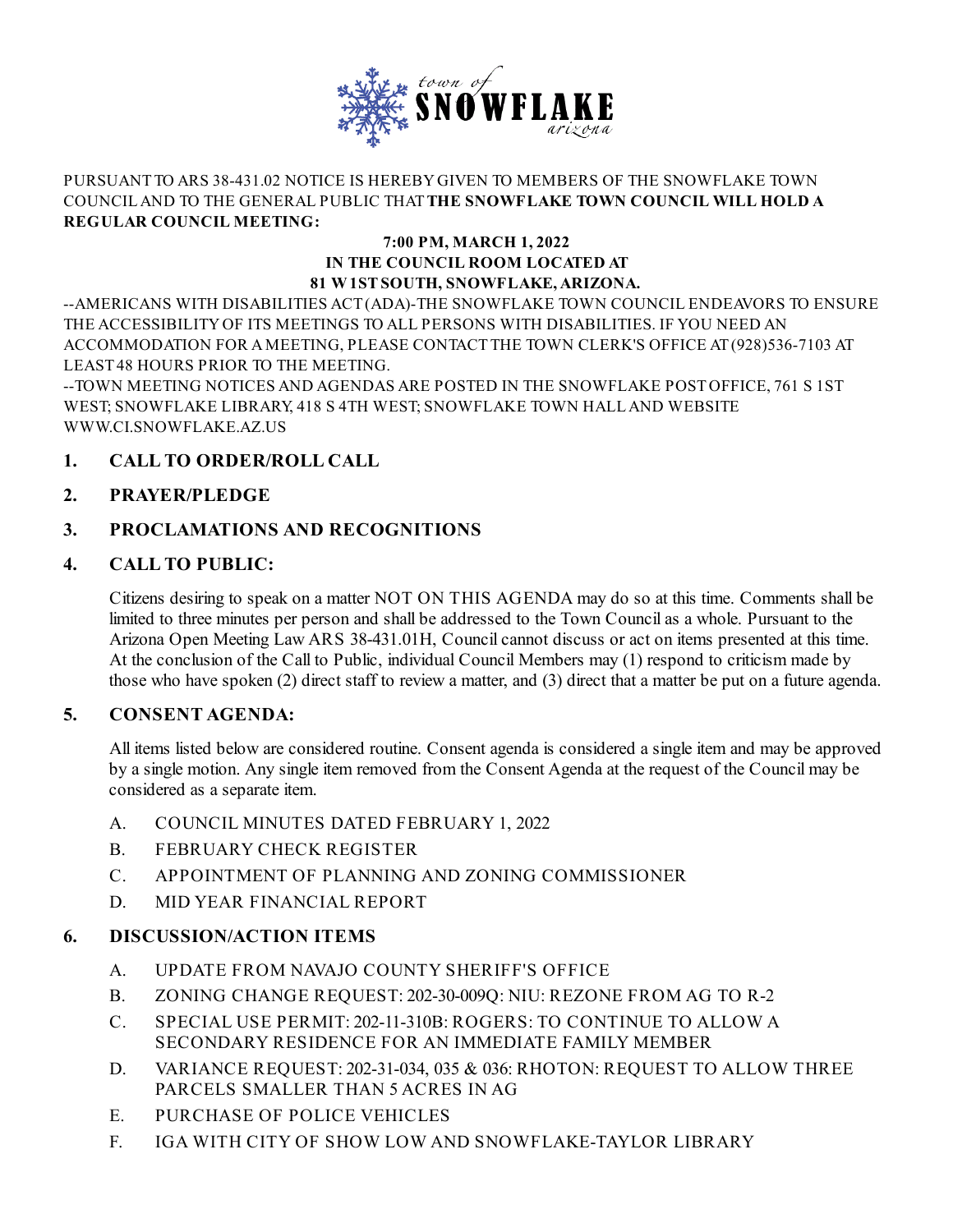town of **SNOWFLAKE** arizona

PURSUANT TO ARS 38-431.02 NOTICE IS HEREBY GIVEN TO MEMBERS OF THE SNOWFLAKE TOWN COUNCIL AND TO THE GENERAL PUBLIC THAT **THE SNOWFLAKE TOWN COUNCIL WILL HOLD A REGULAR COUNCIL MEETING:**

**7:00 PM, MARCH 1, 2022**
**IN THE COUNCIL ROOM LOCATED AT**
**81 W 1ST SOUTH, SNOWFLAKE, ARIZONA.**

--AMERICANS WITH DISABILITIES ACT (ADA)-THE SNOWFLAKE TOWN COUNCIL ENDEAVORS TO ENSURE THE ACCESSIBILITY OF ITS MEETINGS TO ALL PERSONS WITH DISABILITIES. IF YOU NEED AN ACCOMMODATION FOR A MEETING, PLEASE CONTACT THE TOWN CLERK'S OFFICE AT (928)536-7103 AT LEAST 48 HOURS PRIOR TO THE MEETING.
--TOWN MEETING NOTICES AND AGENDAS ARE POSTED IN THE SNOWFLAKE POST OFFICE, 761 S 1ST WEST; SNOWFLAKE LIBRARY, 418 S 4TH WEST; SNOWFLAKE TOWN HALL AND WEBSITE WWW.CI.SNOWFLAKE.AZ.US

## 1. CALL TO ORDER/ROLL CALL

## 2. PRAYER/PLEDGE

## 3. PROCLAMATIONS AND RECOGNITIONS

## 4. CALL TO PUBLIC:

Citizens desiring to speak on a matter NOT ON THIS AGENDA may do so at this time. Comments shall be limited to three minutes per person and shall be addressed to the Town Council as a whole. Pursuant to the Arizona Open Meeting Law ARS 38-431.01H, Council cannot discuss or act on items presented at this time. At the conclusion of the Call to Public, individual Council Members may (1) respond to criticism made by those who have spoken (2) direct staff to review a matter, and (3) direct that a matter be put on a future agenda.

## 5. CONSENT AGENDA:

All items listed below are considered routine. Consent agenda is considered a single item and may be approved by a single motion. Any single item removed from the Consent Agenda at the request of the Council may be considered as a separate item.

A. COUNCIL MINUTES DATED FEBRUARY 1, 2022
B. FEBRUARY CHECK REGISTER
C. APPOINTMENT OF PLANNING AND ZONING COMMISSIONER
D. MID YEAR FINANCIAL REPORT

## 6. DISCUSSION/ACTION ITEMS

A. UPDATE FROM NAVAJO COUNTY SHERIFF'S OFFICE
B. ZONING CHANGE REQUEST: 202-30-009Q: NIU: REZONE FROM AG TO R-2
C. SPECIAL USE PERMIT: 202-11-310B: ROGERS: TO CONTINUE TO ALLOW A SECONDARY RESIDENCE FOR AN IMMEDIATE FAMILY MEMBER
D. VARIANCE REQUEST: 202-31-034, 035 & 036: RHOTON: REQUEST TO ALLOW THREE PARCELS SMALLER THAN 5 ACRES IN AG
E. PURCHASE OF POLICE VEHICLES
F. IGA WITH CITY OF SHOW LOW AND SNOWFLAKE-TAYLOR LIBRARY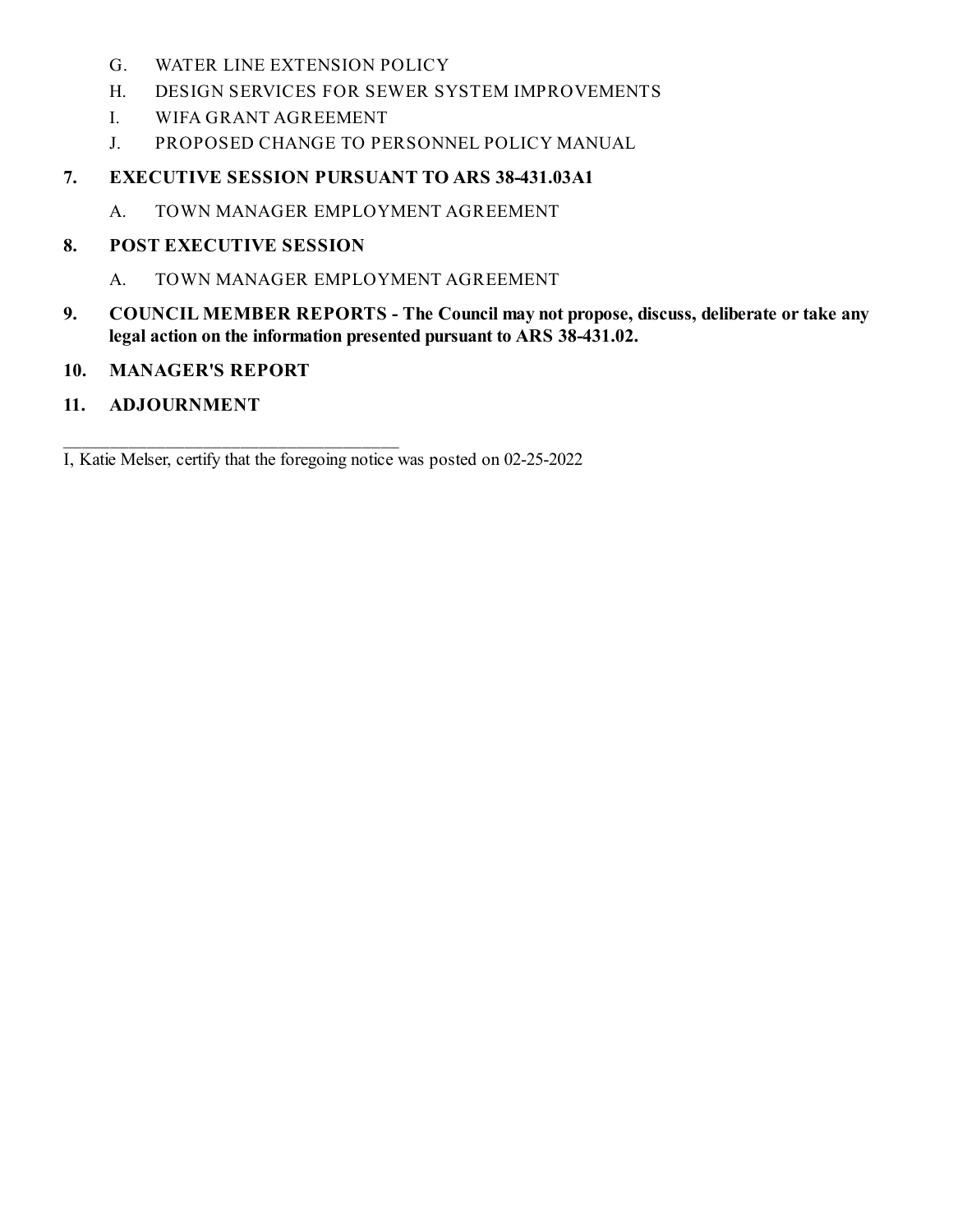G. WATER LINE EXTENSION POLICY

H. DESIGN SERVICES FOR SEWER SYSTEM IMPROVEMENTS

I. WIFA GRANT AGREEMENT

J. PROPOSED CHANGE TO PERSONNEL POLICY MANUAL

**7. EXECUTIVE SESSION PURSUANT TO ARS 38-431.03A1**

A. TOWN MANAGER EMPLOYMENT AGREEMENT

**8. POST EXECUTIVE SESSION**

A. TOWN MANAGER EMPLOYMENT AGREEMENT

**9. COUNCIL MEMBER REPORTS - The Council may not propose, discuss, deliberate or take any legal action on the information presented pursuant to ARS 38-431.02.**

**10. MANAGER'S REPORT**

**11. ADJOURNMENT**

_____________________________________

I, Katie Melser, certify that the foregoing notice was posted on 02-25-2022